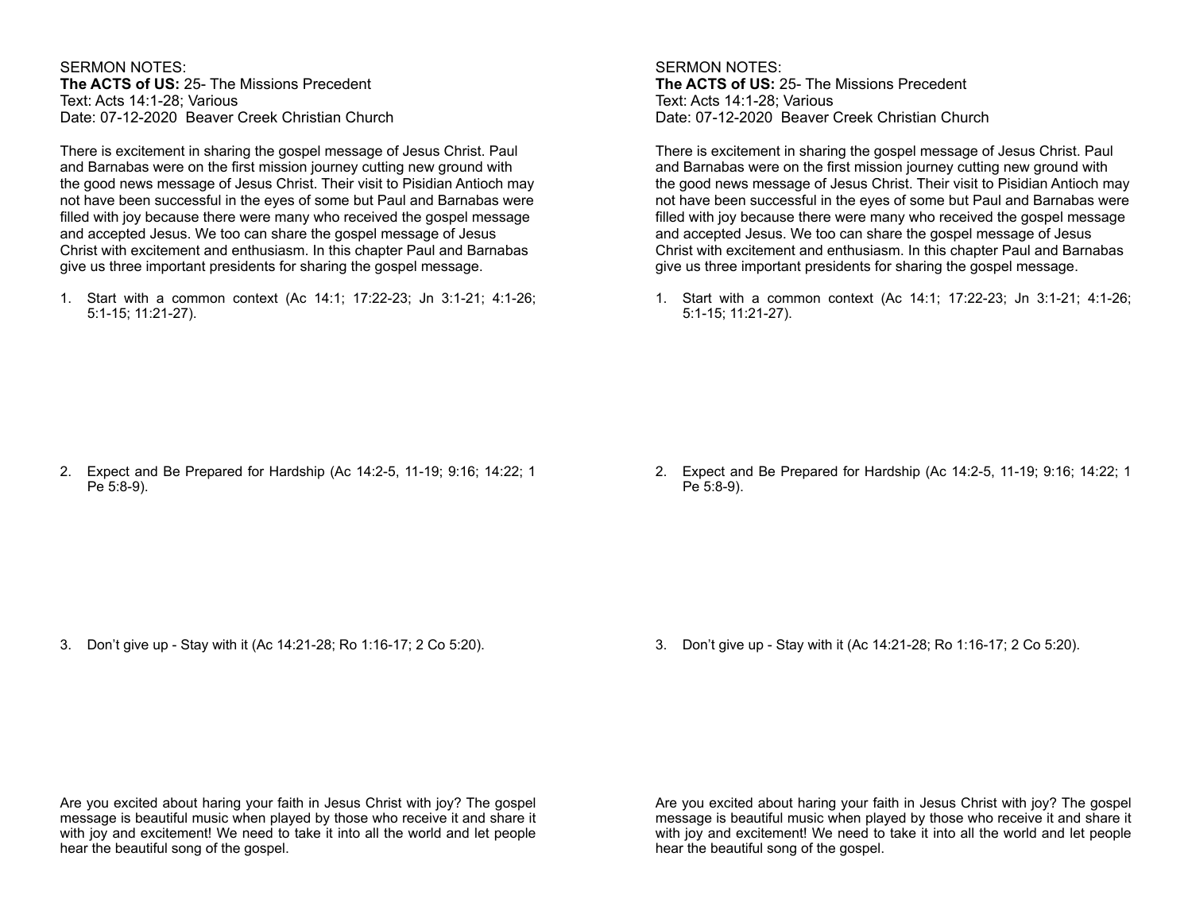SERMON NOTES:
**The ACTS of US:** 25- The Missions Precedent
Text: Acts 14:1-28; Various
Date: 07-12-2020 Beaver Creek Christian Church

There is excitement in sharing the gospel message of Jesus Christ. Paul and Barnabas were on the first mission journey cutting new ground with the good news message of Jesus Christ. Their visit to Pisidian Antioch may not have been successful in the eyes of some but Paul and Barnabas were filled with joy because there were many who received the gospel message and accepted Jesus. We too can share the gospel message of Jesus Christ with excitement and enthusiasm. In this chapter Paul and Barnabas give us three important presidents for sharing the gospel message.

1. Start with a common context (Ac 14:1; 17:22-23; Jn 3:1-21; 4:1-26; 5:1-15; 11:21-27).

2. Expect and Be Prepared for Hardship (Ac 14:2-5, 11-19; 9:16; 14:22; 1 Pe 5:8-9).

3. Don't give up - Stay with it (Ac 14:21-28; Ro 1:16-17; 2 Co 5:20).

Are you excited about haring your faith in Jesus Christ with joy? The gospel message is beautiful music when played by those who receive it and share it with joy and excitement! We need to take it into all the world and let people hear the beautiful song of the gospel.

SERMON NOTES:
**The ACTS of US:** 25- The Missions Precedent
Text: Acts 14:1-28; Various
Date: 07-12-2020 Beaver Creek Christian Church

There is excitement in sharing the gospel message of Jesus Christ. Paul and Barnabas were on the first mission journey cutting new ground with the good news message of Jesus Christ. Their visit to Pisidian Antioch may not have been successful in the eyes of some but Paul and Barnabas were filled with joy because there were many who received the gospel message and accepted Jesus. We too can share the gospel message of Jesus Christ with excitement and enthusiasm. In this chapter Paul and Barnabas give us three important presidents for sharing the gospel message.

1. Start with a common context (Ac 14:1; 17:22-23; Jn 3:1-21; 4:1-26; 5:1-15; 11:21-27).

2. Expect and Be Prepared for Hardship (Ac 14:2-5, 11-19; 9:16; 14:22; 1 Pe 5:8-9).

3. Don't give up - Stay with it (Ac 14:21-28; Ro 1:16-17; 2 Co 5:20).

Are you excited about haring your faith in Jesus Christ with joy? The gospel message is beautiful music when played by those who receive it and share it with joy and excitement! We need to take it into all the world and let people hear the beautiful song of the gospel.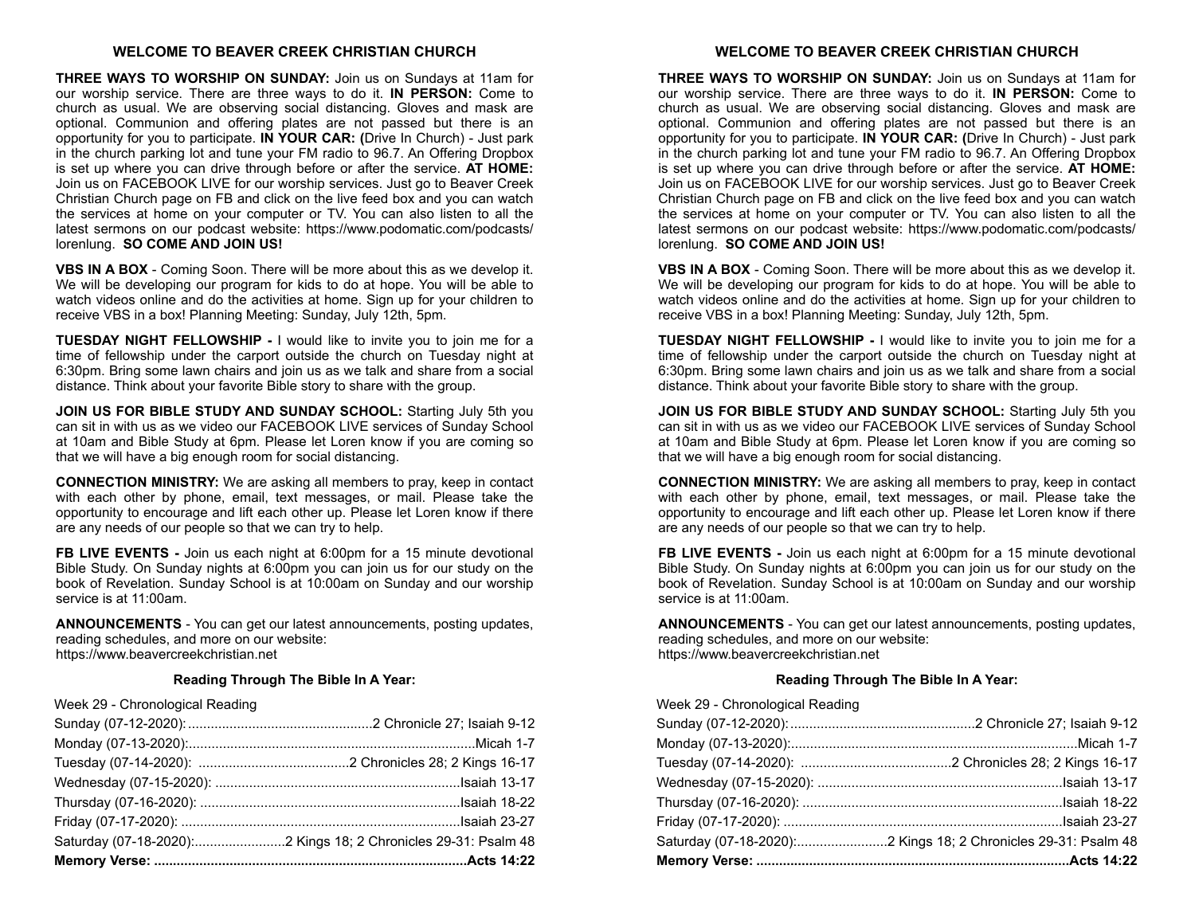## WELCOME TO BEAVER CREEK CHRISTIAN CHURCH

**THREE WAYS TO WORSHIP ON SUNDAY:** Join us on Sundays at 11am for our worship service. There are three ways to do it. **IN PERSON:** Come to church as usual. We are observing social distancing. Gloves and mask are optional. Communion and offering plates are not passed but there is an opportunity for you to participate. **IN YOUR CAR: (**Drive In Church) - Just park in the church parking lot and tune your FM radio to 96.7. An Offering Dropbox is set up where you can drive through before or after the service. **AT HOME:** Join us on FACEBOOK LIVE for our worship services. Just go to Beaver Creek Christian Church page on FB and click on the live feed box and you can watch the services at home on your computer or TV. You can also listen to all the latest sermons on our podcast website: https://www.podomatic.com/podcasts/lorenlung. **SO COME AND JOIN US!**

**VBS IN A BOX** - Coming Soon. There will be more about this as we develop it. We will be developing our program for kids to do at hope. You will be able to watch videos online and do the activities at home. Sign up for your children to receive VBS in a box! Planning Meeting: Sunday, July 12th, 5pm.

**TUESDAY NIGHT FELLOWSHIP -** I would like to invite you to join me for a time of fellowship under the carport outside the church on Tuesday night at 6:30pm. Bring some lawn chairs and join us as we talk and share from a social distance. Think about your favorite Bible story to share with the group.

**JOIN US FOR BIBLE STUDY AND SUNDAY SCHOOL:** Starting July 5th you can sit in with us as we video our FACEBOOK LIVE services of Sunday School at 10am and Bible Study at 6pm. Please let Loren know if you are coming so that we will have a big enough room for social distancing.

**CONNECTION MINISTRY:** We are asking all members to pray, keep in contact with each other by phone, email, text messages, or mail. Please take the opportunity to encourage and lift each other up. Please let Loren know if there are any needs of our people so that we can try to help.

**FB LIVE EVENTS -** Join us each night at 6:00pm for a 15 minute devotional Bible Study. On Sunday nights at 6:00pm you can join us for our study on the book of Revelation. Sunday School is at 10:00am on Sunday and our worship service is at 11:00am.

**ANNOUNCEMENTS** - You can get our latest announcements, posting updates, reading schedules, and more on our website:
https://www.beavercreekchristian.net

### Reading Through The Bible In A Year:

Week 29 - Chronological Reading

| | |
|---|---|
| Sunday (07-12-2020): | 2 Chronicle 27; Isaiah 9-12 |
| Monday (07-13-2020): | Micah 1-7 |
| Tuesday (07-14-2020): | 2 Chronicles 28; 2 Kings 16-17 |
| Wednesday (07-15-2020): | Isaiah 13-17 |
| Thursday (07-16-2020): | Isaiah 18-22 |
| Friday (07-17-2020): | Isaiah 23-27 |
| Saturday (07-18-2020): | 2 Kings 18; 2 Chronicles 29-31: Psalm 48 |
| **Memory Verse:** | **Acts 14:22** |

## WELCOME TO BEAVER CREEK CHRISTIAN CHURCH

**THREE WAYS TO WORSHIP ON SUNDAY:** Join us on Sundays at 11am for our worship service. There are three ways to do it. **IN PERSON:** Come to church as usual. We are observing social distancing. Gloves and mask are optional. Communion and offering plates are not passed but there is an opportunity for you to participate. **IN YOUR CAR: (**Drive In Church) - Just park in the church parking lot and tune your FM radio to 96.7. An Offering Dropbox is set up where you can drive through before or after the service. **AT HOME:** Join us on FACEBOOK LIVE for our worship services. Just go to Beaver Creek Christian Church page on FB and click on the live feed box and you can watch the services at home on your computer or TV. You can also listen to all the latest sermons on our podcast website: https://www.podomatic.com/podcasts/lorenlung. **SO COME AND JOIN US!**

**VBS IN A BOX** - Coming Soon. There will be more about this as we develop it. We will be developing our program for kids to do at hope. You will be able to watch videos online and do the activities at home. Sign up for your children to receive VBS in a box! Planning Meeting: Sunday, July 12th, 5pm.

**TUESDAY NIGHT FELLOWSHIP -** I would like to invite you to join me for a time of fellowship under the carport outside the church on Tuesday night at 6:30pm. Bring some lawn chairs and join us as we talk and share from a social distance. Think about your favorite Bible story to share with the group.

**JOIN US FOR BIBLE STUDY AND SUNDAY SCHOOL:** Starting July 5th you can sit in with us as we video our FACEBOOK LIVE services of Sunday School at 10am and Bible Study at 6pm. Please let Loren know if you are coming so that we will have a big enough room for social distancing.

**CONNECTION MINISTRY:** We are asking all members to pray, keep in contact with each other by phone, email, text messages, or mail. Please take the opportunity to encourage and lift each other up. Please let Loren know if there are any needs of our people so that we can try to help.

**FB LIVE EVENTS -** Join us each night at 6:00pm for a 15 minute devotional Bible Study. On Sunday nights at 6:00pm you can join us for our study on the book of Revelation. Sunday School is at 10:00am on Sunday and our worship service is at 11:00am.

**ANNOUNCEMENTS** - You can get our latest announcements, posting updates, reading schedules, and more on our website:
https://www.beavercreekchristian.net

### Reading Through The Bible In A Year:

Week 29 - Chronological Reading

| | |
|---|---|
| Sunday (07-12-2020): | 2 Chronicle 27; Isaiah 9-12 |
| Monday (07-13-2020): | Micah 1-7 |
| Tuesday (07-14-2020): | 2 Chronicles 28; 2 Kings 16-17 |
| Wednesday (07-15-2020): | Isaiah 13-17 |
| Thursday (07-16-2020): | Isaiah 18-22 |
| Friday (07-17-2020): | Isaiah 23-27 |
| Saturday (07-18-2020): | 2 Kings 18; 2 Chronicles 29-31: Psalm 48 |
| **Memory Verse:** | **Acts 14:22** |